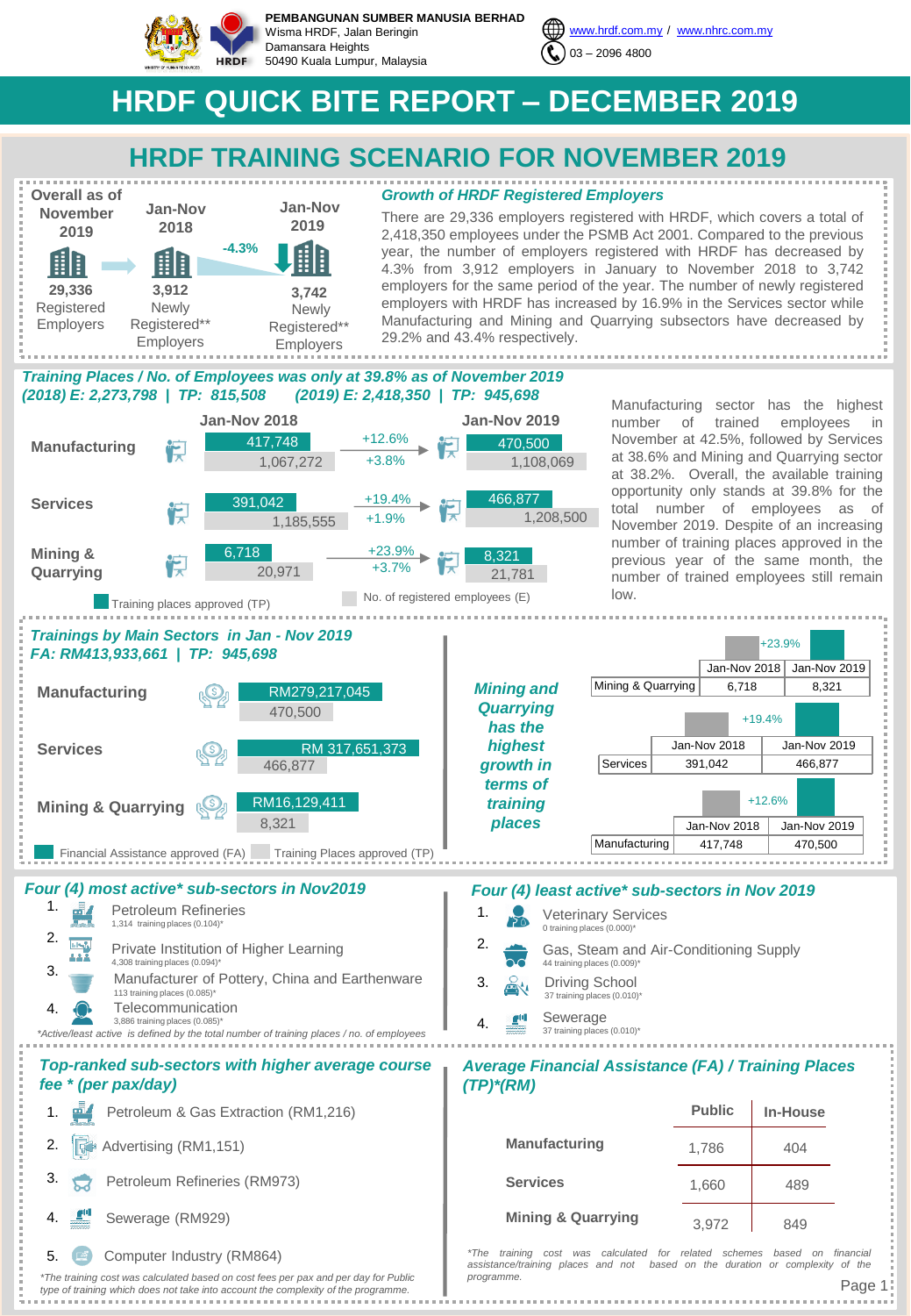PEMBANGUNAN SUMBER MANUSIA BERHAD
Wisma HRDF, Jalan Beringin
Damansara Heights
50490 Kuala Lumpur, Malaysia

www.hrdf.com.my / www.nhrc.com.my
03 – 2096 4800

# HRDF QUICK BITE REPORT – DECEMBER 2019

## HRDF TRAINING SCENARIO FOR NOVEMBER 2019

| Overall as of November 2019 | Jan-Nov 2018 | | Jan-Nov 2019 |
|---|---|---|---|
| 29,336 Registered Employers | 3,912 Newly Registered** Employers | -4.3% | 3,742 Newly Registered** Employers |

### *Growth of HRDF Registered Employers*

There are 29,336 employers registered with HRDF, which covers a total of 2,418,350 employees under the PSMB Act 2001. Compared to the previous year, the number of employers registered with HRDF has decreased by 4.3% from 3,912 employers in January to November 2018 to 3,742 employers for the same period of the year. The number of newly registered employers with HRDF has increased by 16.9% in the Services sector while Manufacturing and Mining and Quarrying subsectors have decreased by 29.2% and 43.4% respectively.

### *Training Places / No. of Employees was only at 39.8% as of November 2019*
### *(2018) E: 2,273,798 | TP: 815,508 (2019) E: 2,418,350 | TP: 945,698*

| Sector | Jan-Nov 2018 TP | Jan-Nov 2018 E | Growth TP | Growth E | Jan-Nov 2019 TP | Jan-Nov 2019 E |
|---|---|---|---|---|---|---|
| Manufacturing | 417,748 | 1,067,272 | +12.6% | +3.8% | 470,500 | 1,108,069 |
| Services | 391,042 | 1,185,555 | +19.4% | +1.9% | 466,877 | 1,208,500 |
| Mining & Quarrying | 6,718 | 20,971 | +23.9% | +3.7% | 8,321 | 21,781 |

Training places approved (TP) | No. of registered employees (E)

Manufacturing sector has the highest number of trained employees in November at 42.5%, followed by Services at 38.6% and Mining and Quarrying sector at 38.2%. Overall, the available training opportunity only stands at 39.8% for the total number of employees as of November 2019. Despite of an increasing number of training places approved in the previous year of the same month, the number of trained employees still remain low.

### *Trainings by Main Sectors in Jan - Nov 2019*
### *FA: RM413,933,661 | TP: 945,698*

| Sector | Financial Assistance approved (FA) | Training Places approved (TP) |
|---|---|---|
| Manufacturing | RM279,217,045 | 470,500 |
| Services | RM 317,651,373 | 466,877 |
| Mining & Quarrying | RM16,129,411 | 8,321 |

***Mining and Quarrying has the highest growth in terms of training places***

| Sector | Jan-Nov 2018 | Jan-Nov 2019 | Growth |
|---|---|---|---|
| Mining & Quarrying | 6,718 | 8,321 | +23.9% |
| Services | 391,042 | 466,877 | +19.4% |
| Manufacturing | 417,748 | 470,500 | +12.6% |

### *Four (4) most active* sub-sectors in Nov2019*

1. Petroleum Refineries
   1,314 training places (0.104)*
2. Private Institution of Higher Learning
   4,308 training places (0.094)*
3. Manufacturer of Pottery, China and Earthenware
   113 training places (0.085)*
4. Telecommunication
   3,886 training places (0.085)*

*Active/least active is defined by the total number of training places / no. of employees

### *Four (4) least active* sub-sectors in Nov 2019*

1. Veterinary Services
   0 training places (0.000)*
2. Gas, Steam and Air-Conditioning Supply
   44 training places (0.009)*
3. Driving School
   37 training places (0.010)*
4. Sewerage
   37 training places (0.010)*

### *Top-ranked sub-sectors with higher average course fee * (per pax/day)*

1. Petroleum & Gas Extraction (RM1,216)
2. Advertising (RM1,151)
3. Petroleum Refineries (RM973)
4. Sewerage (RM929)
5. Computer Industry (RM864)

*The training cost was calculated based on cost fees per pax and per day for Public type of training which does not take into account the complexity of the programme.

### *Average Financial Assistance (FA) / Training Places (TP)*(RM)*

| | Public | In-House |
|---|---|---|
| Manufacturing | 1,786 | 404 |
| Services | 1,660 | 489 |
| Mining & Quarrying | 3,972 | 849 |

*The training cost was calculated for related schemes based on financial assistance/training places and not based on the duration or complexity of the programme.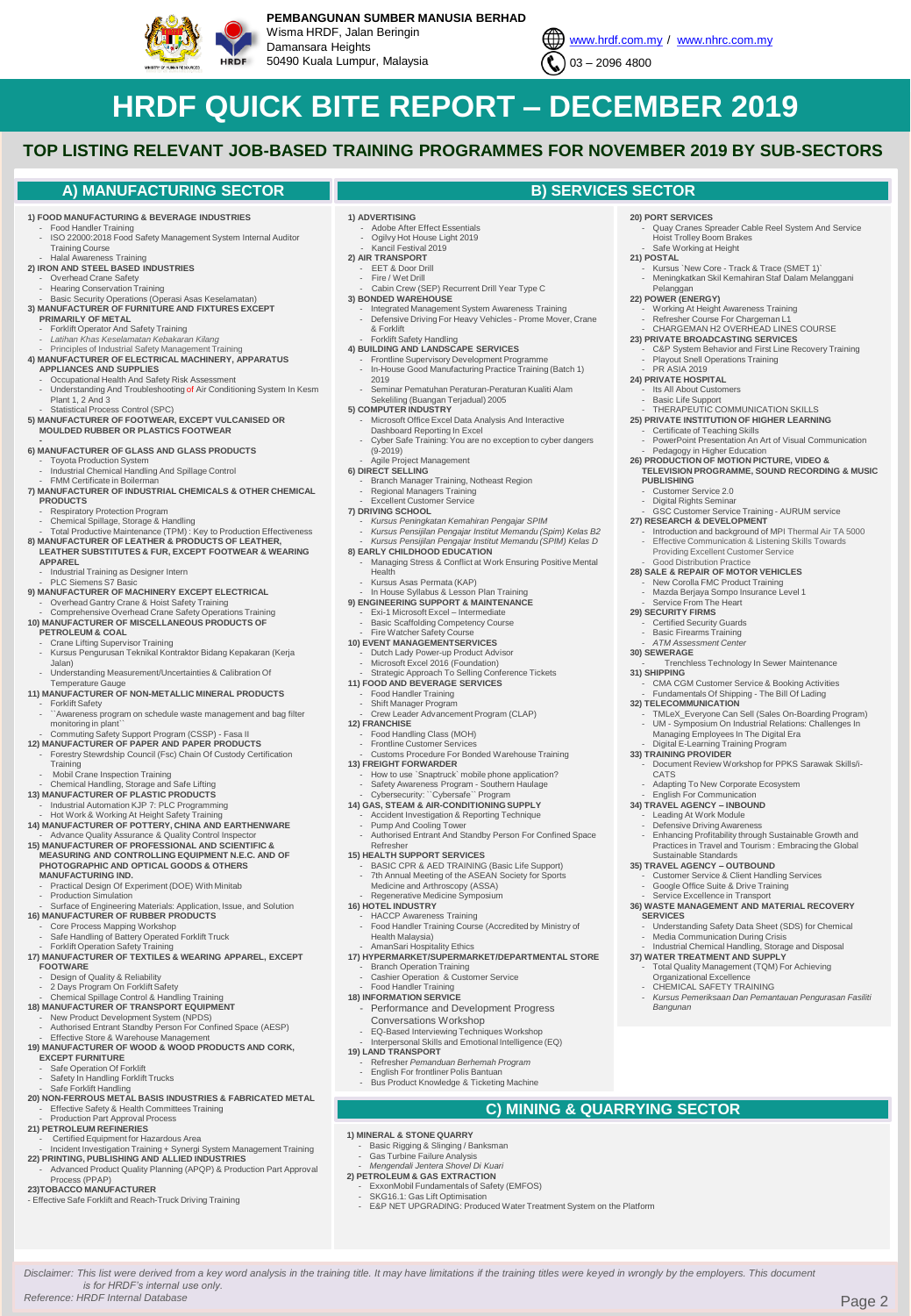PEMBANGUNAN SUMBER MANUSIA BERHAD
Wisma HRDF, Jalan Beringin
Damansara Heights
50490 Kuala Lumpur, Malaysia

www.hrdf.com.my / www.nhrc.com.my
03 – 2096 4800

# HRDF QUICK BITE REPORT – DECEMBER 2019

## TOP LISTING RELEVANT JOB-BASED TRAINING PROGRAMMES FOR NOVEMBER 2019 BY SUB-SECTORS

## A) MANUFACTURING SECTOR

**1) FOOD MANUFACTURING & BEVERAGE INDUSTRIES**
- Food Handler Training
- ISO 22000:2018 Food Safety Management System Internal Auditor Training Course
- Halal Awareness Training

**2) IRON AND STEEL BASED INDUSTRIES**
- Overhead Crane Safety
- Hearing Conservation Training
- Basic Security Operations (Operasi Asas Keselamatan)

**3) MANUFACTURER OF FURNITURE AND FIXTURES EXCEPT PRIMARILY OF METAL**
- Forklift Operator And Safety Training
- *Latihan Khas Keselamatan Kebakaran Kilang*
- Principles of Industrial Safety Management Training

**4) MANUFACTURER OF ELECTRICAL MACHINERY, APPARATUS APPLIANCES AND SUPPLIES**
- Occupational Health And Safety Risk Assessment
- Understanding And Troubleshooting of Air Conditioning System In Kesm Plant 1, 2 And 3
- Statistical Process Control (SPC)

**5) MANUFACTURER OF FOOTWEAR, EXCEPT VULCANISED OR MOULDED RUBBER OR PLASTICS FOOTWEAR**
-

**6) MANUFACTURER OF GLASS AND GLASS PRODUCTS**
- Toyota Production System
- Industrial Chemical Handling And Spillage Control
- FMM Certificate in Boilerman

**7) MANUFACTURER OF INDUSTRIAL CHEMICALS & OTHER CHEMICAL PRODUCTS**
- Respiratory Protection Program
- Chemical Spillage, Storage & Handling
- Total Productive Maintenance (TPM) : Key to Production Effectiveness

**8) MANUFACTURER OF LEATHER & PRODUCTS OF LEATHER, LEATHER SUBSTITUTES & FUR, EXCEPT FOOTWEAR & WEARING APPAREL**
- Industrial Training as Designer Intern
- PLC Siemens S7 Basic

**9) MANUFACTURER OF MACHINERY EXCEPT ELECTRICAL**
- Overhead Gantry Crane & Hoist Safety Training
- Comprehensive Overhead Crane Safety Operations Training

**10) MANUFACTURER OF MISCELLANEOUS PRODUCTS OF PETROLEUM & COAL**
- Crane Lifting Supervisor Training
- Kursus Pengurusan Teknikal Kontraktor Bidang Kepakaran (Kerja Jalan)
- Understanding Measurement/Uncertainties & Calibration Of Temperature Gauge

**11) MANUFACTURER OF NON-METALLIC MINERAL PRODUCTS**
- Forklift Safety
- ``Awareness program on schedule waste management and bag filter monitoring in plant``
- Commuting Safety Support Program (CSSP) - Fasa II

**12) MANUFACTURER OF PAPER AND PAPER PRODUCTS**
- Forestry Stewrdship Council (Fsc) Chain Of Custody Certification Training
- Mobil Crane Inspection Training
- Chemical Handling, Storage and Safe Lifting

**13) MANUFACTURER OF PLASTIC PRODUCTS**
- Industrial Automation KJP 7: PLC Programming
- Hot Work & Working At Height Safety Training

**14) MANUFACTURER OF POTTERY, CHINA AND EARTHENWARE**
- Advance Quality Assurance & Quality Control Inspector

**15) MANUFACTURER OF PROFESSIONAL AND SCIENTIFIC & MEASURING AND CONTROLLING EQUIPMENT N.E.C. AND OF PHOTOGRAPHIC AND OPTICAL GOODS & OTHERS MANUFACTURING IND.**
- Practical Design Of Experiment (DOE) With Minitab
- Production Simulation
- Surface of Engineering Materials: Application, Issue, and Solution

**16) MANUFACTURER OF RUBBER PRODUCTS**
- Core Process Mapping Workshop
- Safe Handling of Battery Operated Forklift Truck
- Forklift Operation Safety Training

**17) MANUFACTURER OF TEXTILES & WEARING APPAREL, EXCEPT FOOTWARE**
- Design of Quality & Reliability
- 2 Days Program On Forklift Safety
- Chemical Spillage Control & Handling Training

**18) MANUFACTURER OF TRANSPORT EQUIPMENT**
- New Product Development System (NPDS)
- Authorised Entrant Standby Person For Confined Space (AESP)
- Effective Store & Warehouse Management

**19) MANUFACTURER OF WOOD & WOOD PRODUCTS AND CORK, EXCEPT FURNITURE**
- Safe Operation Of Forklift
- Safety In Handling Forklift Trucks
- Safe Forklift Handling

**20) NON-FERROUS METAL BASIS INDUSTRIES & FABRICATED METAL**
- Effective Safety & Health Committees Training
- Production Part Approval Process

**21) PETROLEUM REFINERIES**
- Certified Equipment for Hazardous Area
- Incident Investigation Training + Synergi System Management Training

**22) PRINTING, PUBLISHING AND ALLIED INDUSTRIES**
- Advanced Product Quality Planning (APQP) & Production Part Approval Process (PPAP)

**23)TOBACCO MANUFACTURER**
- Effective Safe Forklift and Reach-Truck Driving Training

## B) SERVICES SECTOR

**1) ADVERTISING**
- Adobe After Effect Essentials
- Ogilvy Hot House Light 2019
- Kancil Festival 2019

**2) AIR TRANSPORT**
- EET & Door Drill
- Fire / Wet Drill
- Cabin Crew (SEP) Recurrent Drill Year Type C

**3) BONDED WAREHOUSE**
- Integrated Management System Awareness Training
- Defensive Driving For Heavy Vehicles - Prome Mover, Crane & Forklift
- Forklift Safety Handling

**4) BUILDING AND LANDSCAPE SERVICES**
- Frontline Supervisory Development Programme
- In-House Good Manufacturing Practice Training (Batch 1) 2019
- Seminar Pematuhan Peraturan-Peraturan Kualiti Alam Sekeliling (Buangan Terjadual) 2005

**5) COMPUTER INDUSTRY**
- Microsoft Office Excel Data Analysis And Interactive Dashboard Reporting In Excel
- Cyber Safe Training: You are no exception to cyber dangers (9-2019)
- Agile Project Management

**6) DIRECT SELLING**
- Branch Manager Training, Notheast Region
- Regional Managers Training
- Excellent Customer Service

**7) DRIVING SCHOOL**
- *Kursus Peningkatan Kemahiran Pengajar SPIM*
- *Kursus Pensijilan Pengajar Institut Memandu (Spim) Kelas B2*
- *Kursus Pensijilan Pengajar Institut Memandu (SPIM) Kelas D*

**8) EARLY CHILDHOOD EDUCATION**
- Managing Stress & Conflict at Work Ensuring Positive Mental Health
- Kursus Asas Permata (KAP)
- In House Syllabus & Lesson Plan Training

**9) ENGINEERING SUPPORT & MAINTENANCE**
- Exi-1 Microsoft Excel – Intermediate
- Basic Scaffolding Competency Course
- Fire Watcher Safety Course

**10) EVENT MANAGEMENTSERVICES**
- Dutch Lady Power-up Product Advisor
- Microsoft Excel 2016 (Foundation)
- Strategic Approach To Selling Conference Tickets

**11) FOOD AND BEVERAGE SERVICES**
- Food Handler Training
- Shift Manager Program
- Crew Leader Advancement Program (CLAP)

**12) FRANCHISE**
- Food Handling Class (MOH)
- Frontline Customer Services
- Customs Procedure For Bonded Warehouse Training

**13) FREIGHT FORWARDER**
- How to use `Snaptruck` mobile phone application?
- Safety Awareness Program - Southern Haulage
- Cybersecurity: ``Cybersafe`` Program

**14) GAS, STEAM & AIR-CONDITIONING SUPPLY**
- Accident Investigation & Reporting Technique
- Pump And Cooling Tower
- Authorised Entrant And Standby Person For Confined Space Refresher

**15) HEALTH SUPPORT SERVICES**
- BASIC CPR & AED TRAINING (Basic Life Support)
- 7th Annual Meeting of the ASEAN Society for Sports Medicine and Arthroscopy (ASSA)
- Regenerative Medicine Symposium

**16) HOTEL INDUSTRY**
- HACCP Awareness Training
- Food Handler Training Course (Accredited by Ministry of Health Malaysia)
- AmanSari Hospitality Ethics

**17) HYPERMARKET/SUPERMARKET/DEPARTMENTAL STORE**
- Branch Operation Training
- Cashier Operation & Customer Service
- Food Handler Training

**18) INFORMATION SERVICE**
- Performance and Development Progress Conversations Workshop
- EQ-Based Interviewing Techniques Workshop
- Interpersonal Skills and Emotional Intelligence (EQ)

**19) LAND TRANSPORT**
- Refresher *Pemanduan Berhemah Program*
- English For frontliner Polis Bantuan
- Bus Product Knowledge & Ticketing Machine

**20) PORT SERVICES**
- Quay Cranes Spreader Cable Reel System And Service Hoist Trolley Boom Brakes
- Safe Working at Height

**21) POSTAL**
- Kursus `New Core - Track & Trace (SMET 1)`
- Meningkatkan Skil Kemahiran Staf Dalam Melangganı Pelanggan

**22) POWER (ENERGY)**
- Working At Height Awareness Training
- Refresher Course For Chargeman L1
- CHARGEMAN H2 OVERHEAD LINES COURSE

**23) PRIVATE BROADCASTING SERVICES**
- C&P System Behavior and First Line Recovery Training
- Playout Snell Operations Training
- PR ASIA 2019

**24) PRIVATE HOSPITAL**
- Its All About Customers
- Basic Life Support
- THERAPEUTIC COMMUNICATION SKILLS

**25) PRIVATE INSTITUTION OF HIGHER LEARNING**
- Certificate of Teaching Skills
- PowerPoint Presentation An Art of Visual Communication
- Pedagogy in Higher Education

**26) PRODUCTION OF MOTION PICTURE, VIDEO & TELEVISION PROGRAMME, SOUND RECORDING & MUSIC PUBLISHING**
- Customer Service 2.0
- Digital Rights Seminar
- GSC Customer Service Training - AURUM service

**27) RESEARCH & DEVELOPMENT**
- Introduction and background of MPI Thermal Air TA 5000
- Effective Communication & Listening Skills Towards Providing Excellent Customer Service
- Good Distribution Practice

**28) SALE & REPAIR OF MOTOR VEHICLES**
- New Corolla FMC Product Training
- Mazda Berjaya Sompo Insurance Level 1
- Service From The Heart

**29) SECURITY FIRMS**
- Certified Security Guards
- Basic Firearms Training
- *ATM Assessment Center*

**30) SEWERAGE**
- Trenchless Technology In Sewer Maintenance

**31) SHIPPING**
- CMA CGM Customer Service & Booking Activities
- Fundamentals Of Shipping - The Bill Of Lading

**32) TELECOMMUNICATION**
- TMLeX_Everyone Can Sell (Sales On-Boarding Program)
- UM - Symposium On Industrial Relations: Challenges In Managing Employees In The Digital Era
- Digital E-Learning Training Program

**33) TRAINING PROVIDER**
- Document Review Workshop for PPKS Sarawak Skills/i-CATS
- Adapting To New Corporate Ecosystem
- English For Communication

**34) TRAVEL AGENCY – INBOUND**
- Leading At Work Module
- Defensive Driving Awareness
- Enhancing Profitability through Sustainable Growth and Practices in Travel and Tourism : Embracing the Global Sustainable Standards

**35) TRAVEL AGENCY – OUTBOUND**
- Customer Service & Client Handling Services
- Google Office Suite & Drive Training
- Service Excellence in Transport

**36) WASTE MANAGEMENT AND MATERIAL RECOVERY SERVICES**
- Understanding Safety Data Sheet (SDS) for Chemical
- Media Communication During Crisis
- Industrial Chemical Handling, Storage and Disposal

**37) WATER TREATMENT AND SUPPLY**
- Total Quality Management (TQM) For Achieving Organizational Excellence
- CHEMICAL SAFETY TRAINING
- *Kursus Pemeriksaan Dan Pemantauan Pengurusan Fasiliti Bangunan*

## C) MINING & QUARRYING SECTOR

**1) MINERAL & STONE QUARRY**
- Basic Rigging & Slinging / Banksman
- Gas Turbine Failure Analysis
- *Mengendali Jentera Shovel Di Kuari*

**2) PETROLEUM & GAS EXTRACTION**
- ExxonMobil Fundamentals of Safety (EMFOS)
- SKG16.1: Gas Lift Optimisation
- E&P NET UPGRADING: Produced Water Treatment System on the Platform

*Disclaimer: This list were derived from a key word analysis in the training title. It may have limitations if the training titles were keyed in wrongly by the employers. This document is for HRDF's internal use only.*

*Reference: HRDF Internal Database*